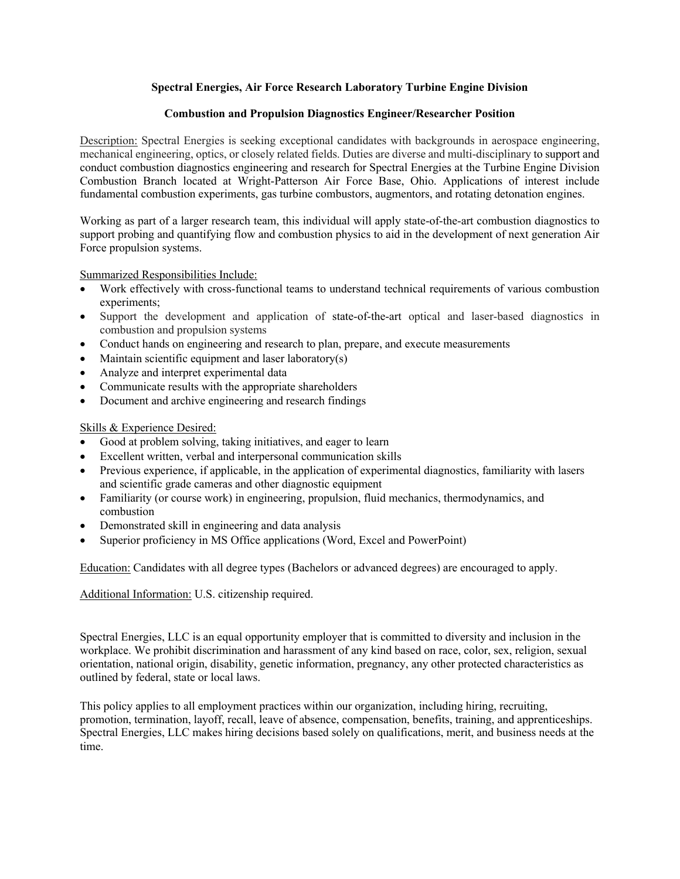**Spectral Energies, Air Force Research Laboratory Turbine Engine Division**

**Combustion and Propulsion Diagnostics Engineer/Researcher Position**

Description: Spectral Energies is seeking exceptional candidates with backgrounds in aerospace engineering, mechanical engineering, optics, or closely related fields. Duties are diverse and multi-disciplinary to support and conduct combustion diagnostics engineering and research for Spectral Energies at the Turbine Engine Division Combustion Branch located at Wright-Patterson Air Force Base, Ohio. Applications of interest include fundamental combustion experiments, gas turbine combustors, augmentors, and rotating detonation engines.

Working as part of a larger research team, this individual will apply state-of-the-art combustion diagnostics to support probing and quantifying flow and combustion physics to aid in the development of next generation Air Force propulsion systems.

Summarized Responsibilities Include:

- Work effectively with cross-functional teams to understand technical requirements of various combustion experiments;
- Support the development and application of state-of-the-art optical and laser-based diagnostics in combustion and propulsion systems
- Conduct hands on engineering and research to plan, prepare, and execute measurements
- Maintain scientific equipment and laser laboratory(s)
- Analyze and interpret experimental data
- Communicate results with the appropriate shareholders
- Document and archive engineering and research findings

Skills & Experience Desired:

- Good at problem solving, taking initiatives, and eager to learn
- Excellent written, verbal and interpersonal communication skills
- Previous experience, if applicable, in the application of experimental diagnostics, familiarity with lasers and scientific grade cameras and other diagnostic equipment
- Familiarity (or course work) in engineering, propulsion, fluid mechanics, thermodynamics, and combustion
- Demonstrated skill in engineering and data analysis
- Superior proficiency in MS Office applications (Word, Excel and PowerPoint)

Education: Candidates with all degree types (Bachelors or advanced degrees) are encouraged to apply.

Additional Information: U.S. citizenship required.

Spectral Energies, LLC is an equal opportunity employer that is committed to diversity and inclusion in the workplace. We prohibit discrimination and harassment of any kind based on race, color, sex, religion, sexual orientation, national origin, disability, genetic information, pregnancy, any other protected characteristics as outlined by federal, state or local laws.

This policy applies to all employment practices within our organization, including hiring, recruiting, promotion, termination, layoff, recall, leave of absence, compensation, benefits, training, and apprenticeships. Spectral Energies, LLC makes hiring decisions based solely on qualifications, merit, and business needs at the time.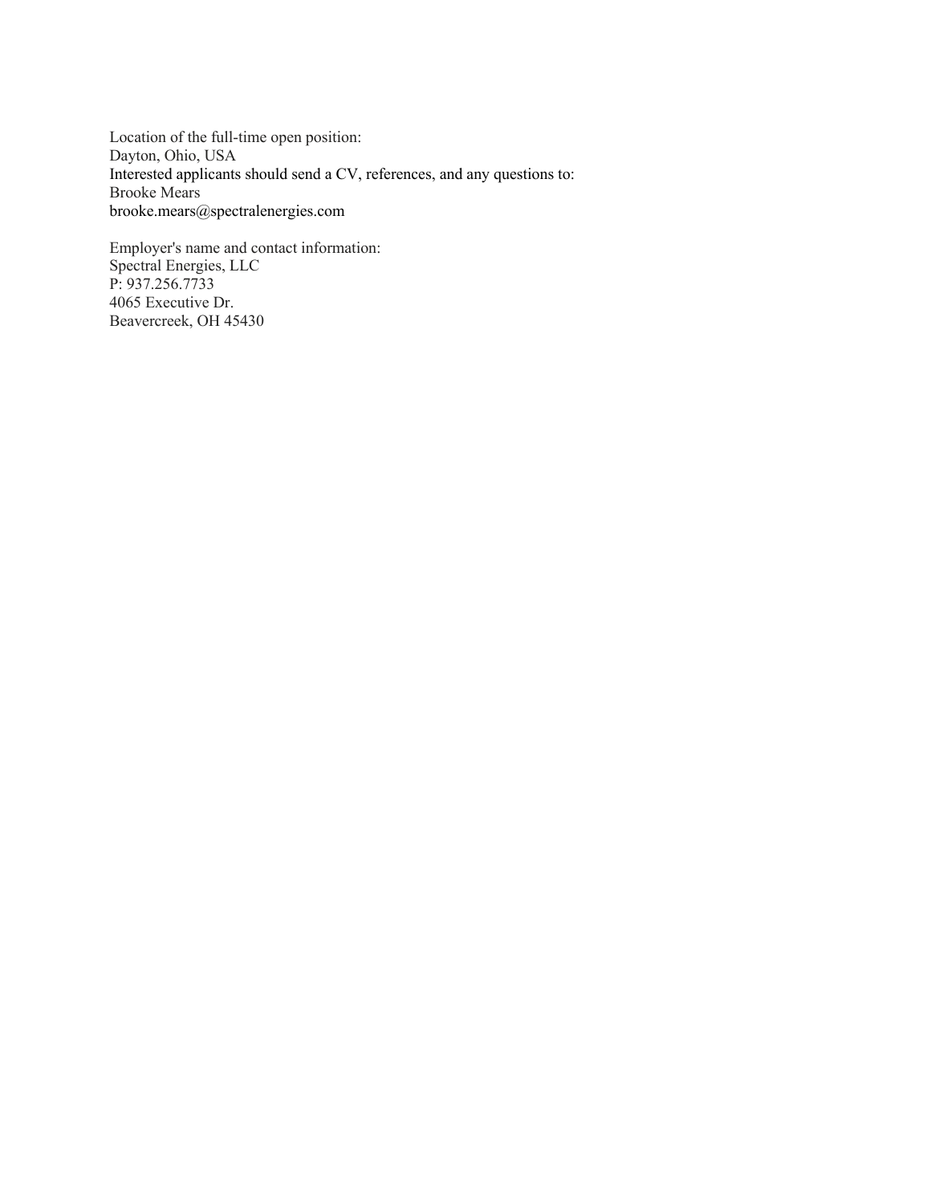Location of the full-time open position:
Dayton, Ohio, USA
Interested applicants should send a CV, references, and any questions to:
Brooke Mears
brooke.mears@spectralenergies.com

Employer's name and contact information:
Spectral Energies, LLC
P: 937.256.7733
4065 Executive Dr.
Beavercreek, OH 45430